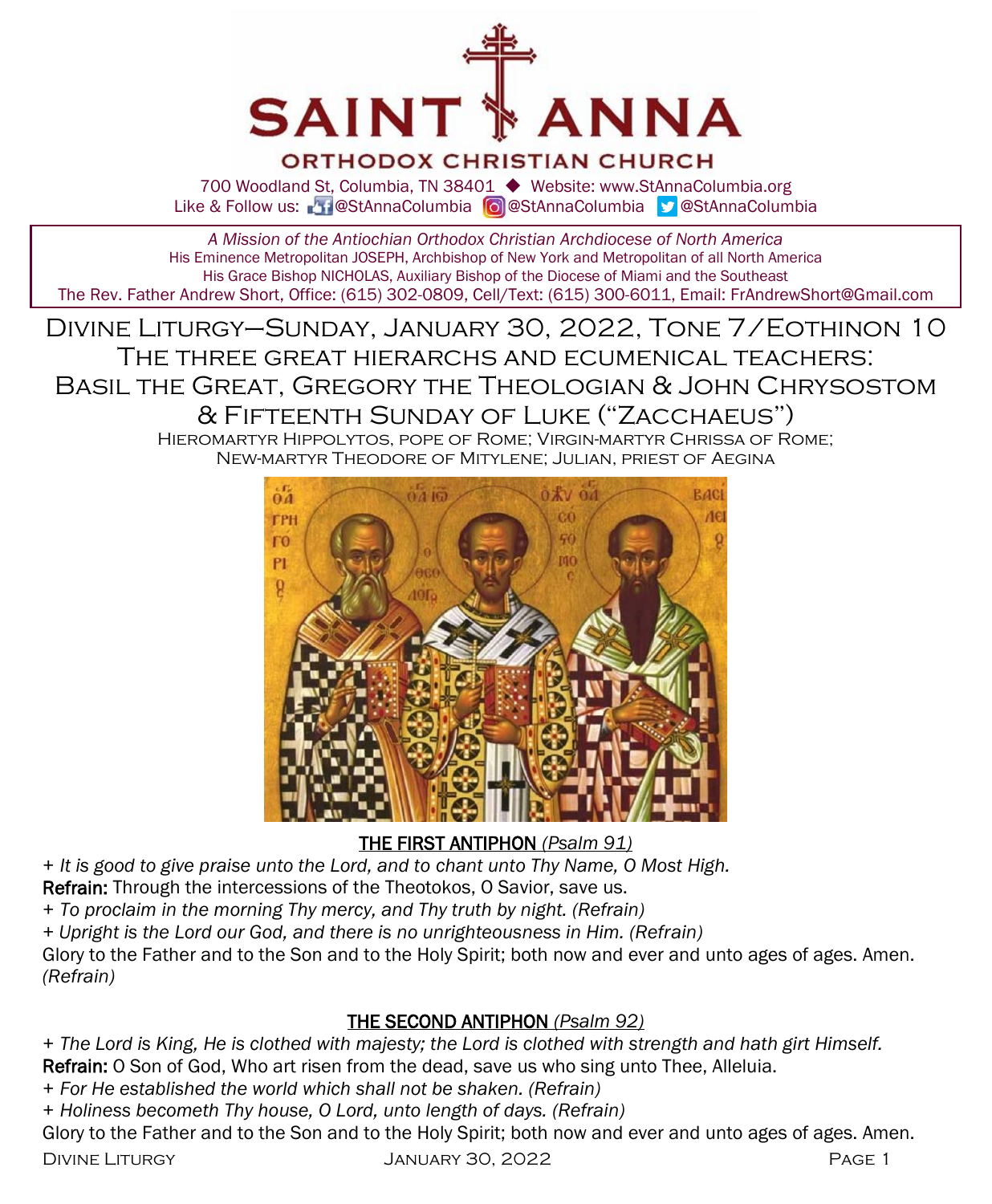# SAINT ANNA

## ORTHODOX CHRISTIAN CHURCH

700 Woodland St, Columbia, TN 38401 ◆ Website: www.StAnnaColumbia.org
Like & Follow us: @StAnnaColumbia @StAnnaColumbia @StAnnaColumbia

*A Mission of the Antiochian Orthodox Christian Archdiocese of North America*
His Eminence Metropolitan JOSEPH, Archbishop of New York and Metropolitan of all North America
His Grace Bishop NICHOLAS, Auxiliary Bishop of the Diocese of Miami and the Southeast
The Rev. Father Andrew Short, Office: (615) 302-0809, Cell/Text: (615) 300-6011, Email: FrAndrewShort@Gmail.com

# Divine Liturgy—Sunday, January 30, 2022, Tone 7/Eothinon 10

## The three great hierarchs and ecumenical teachers: Basil the Great, Gregory the Theologian & John Chrysostom & Fifteenth Sunday of Luke ("Zacchaeus")

Hieromartyr Hippolytos, pope of Rome; Virgin-martyr Chrissa of Rome; New-martyr Theodore of Mitylene; Julian, priest of Aegina

### THE FIRST ANTIPHON *(Psalm 91)*

*+ It is good to give praise unto the Lord, and to chant unto Thy Name, O Most High.*
**Refrain:** Through the intercessions of the Theotokos, O Savior, save us.
*+ To proclaim in the morning Thy mercy, and Thy truth by night. (Refrain)*
*+ Upright is the Lord our God, and there is no unrighteousness in Him. (Refrain)*
Glory to the Father and to the Son and to the Holy Spirit; both now and ever and unto ages of ages. Amen. *(Refrain)*

### THE SECOND ANTIPHON *(Psalm 92)*

*+ The Lord is King, He is clothed with majesty; the Lord is clothed with strength and hath girt Himself.*
**Refrain:** O Son of God, Who art risen from the dead, save us who sing unto Thee, Alleluia.
*+ For He established the world which shall not be shaken. (Refrain)*
*+ Holiness becometh Thy house, O Lord, unto length of days. (Refrain)*
Glory to the Father and to the Son and to the Holy Spirit; both now and ever and unto ages of ages. Amen.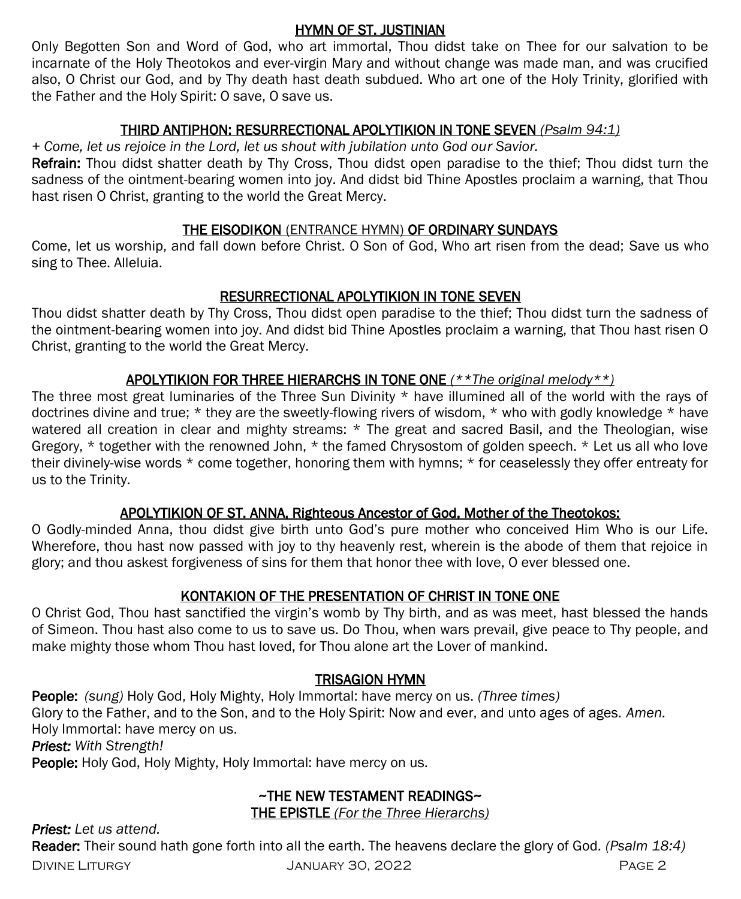## HYMN OF ST. JUSTINIAN

Only Begotten Son and Word of God, who art immortal, Thou didst take on Thee for our salvation to be incarnate of the Holy Theotokos and ever-virgin Mary and without change was made man, and was crucified also, O Christ our God, and by Thy death hast death subdued. Who art one of the Holy Trinity, glorified with the Father and the Holy Spirit: O save, O save us.

## THIRD ANTIPHON: RESURRECTIONAL APOLYTIKION IN TONE SEVEN *(Psalm 94:1)*

*+ Come, let us rejoice in the Lord, let us shout with jubilation unto God our Savior.*

**Refrain:** Thou didst shatter death by Thy Cross, Thou didst open paradise to the thief; Thou didst turn the sadness of the ointment-bearing women into joy. And didst bid Thine Apostles proclaim a warning, that Thou hast risen O Christ, granting to the world the Great Mercy.

## THE EISODIKON (ENTRANCE HYMN) OF ORDINARY SUNDAYS

Come, let us worship, and fall down before Christ. O Son of God, Who art risen from the dead; Save us who sing to Thee. Alleluia.

## RESURRECTIONAL APOLYTIKION IN TONE SEVEN

Thou didst shatter death by Thy Cross, Thou didst open paradise to the thief; Thou didst turn the sadness of the ointment-bearing women into joy. And didst bid Thine Apostles proclaim a warning, that Thou hast risen O Christ, granting to the world the Great Mercy.

## APOLYTIKION FOR THREE HIERARCHS IN TONE ONE *(\*\*The original melody\*\*)*

The three most great luminaries of the Three Sun Divinity * have illumined all of the world with the rays of doctrines divine and true; * they are the sweetly-flowing rivers of wisdom, * who with godly knowledge * have watered all creation in clear and mighty streams: * The great and sacred Basil, and the Theologian, wise Gregory, * together with the renowned John, * the famed Chrysostom of golden speech. * Let us all who love their divinely-wise words * come together, honoring them with hymns; * for ceaselessly they offer entreaty for us to the Trinity.

## APOLYTIKION OF ST. ANNA, Righteous Ancestor of God, Mother of the Theotokos:

O Godly-minded Anna, thou didst give birth unto God's pure mother who conceived Him Who is our Life. Wherefore, thou hast now passed with joy to thy heavenly rest, wherein is the abode of them that rejoice in glory; and thou askest forgiveness of sins for them that honor thee with love, O ever blessed one.

## KONTAKION OF THE PRESENTATION OF CHRIST IN TONE ONE

O Christ God, Thou hast sanctified the virgin's womb by Thy birth, and as was meet, hast blessed the hands of Simeon. Thou hast also come to us to save us. Do Thou, when wars prevail, give peace to Thy people, and make mighty those whom Thou hast loved, for Thou alone art the Lover of mankind.

## TRISAGION HYMN

**People:** *(sung)* Holy God, Holy Mighty, Holy Immortal: have mercy on us. *(Three times)*
Glory to the Father, and to the Son, and to the Holy Spirit: Now and ever, and unto ages of ages. *Amen.*
Holy Immortal: have mercy on us.
***Priest:*** *With Strength!*
**People:** Holy God, Holy Mighty, Holy Immortal: have mercy on us.

## ~THE NEW TESTAMENT READINGS~

### THE EPISTLE *(For the Three Hierarchs)*

***Priest:*** *Let us attend.*
**Reader:** Their sound hath gone forth into all the earth. The heavens declare the glory of God. *(Psalm 18:4)*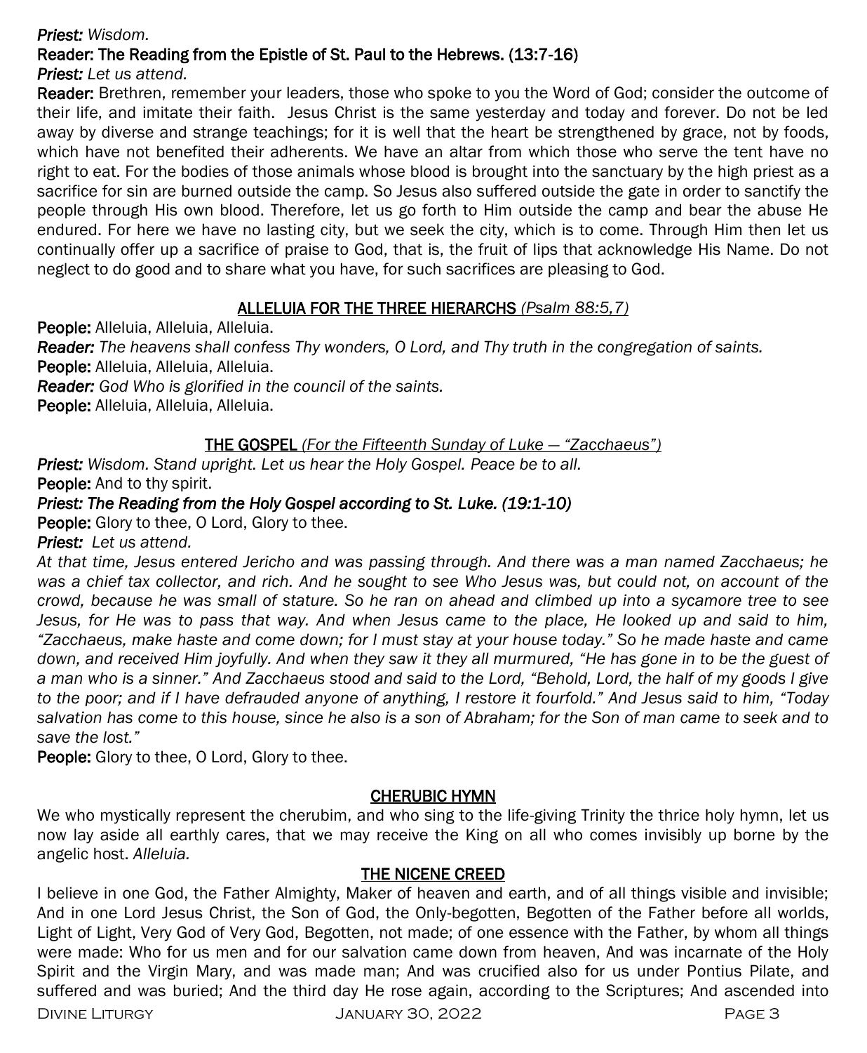*Priest:* *Wisdom.*

**Reader: The Reading from the Epistle of St. Paul to the Hebrews. (13:7-16)**

*Priest:* *Let us attend.*

**Reader:** Brethren, remember your leaders, those who spoke to you the Word of God; consider the outcome of their life, and imitate their faith. Jesus Christ is the same yesterday and today and forever. Do not be led away by diverse and strange teachings; for it is well that the heart be strengthened by grace, not by foods, which have not benefited their adherents. We have an altar from which those who serve the tent have no right to eat. For the bodies of those animals whose blood is brought into the sanctuary by the high priest as a sacrifice for sin are burned outside the camp. So Jesus also suffered outside the gate in order to sanctify the people through His own blood. Therefore, let us go forth to Him outside the camp and bear the abuse He endured. For here we have no lasting city, but we seek the city, which is to come. Through Him then let us continually offer up a sacrifice of praise to God, that is, the fruit of lips that acknowledge His Name. Do not neglect to do good and to share what you have, for such sacrifices are pleasing to God.

## ALLELUIA FOR THE THREE HIERARCHS *(Psalm 88:5,7)*

**People:** Alleluia, Alleluia, Alleluia.

***Reader:*** *The heavens shall confess Thy wonders, O Lord, and Thy truth in the congregation of saints.*

**People:** Alleluia, Alleluia, Alleluia.

***Reader:*** *God Who is glorified in the council of the saints.*

**People:** Alleluia, Alleluia, Alleluia.

## THE GOSPEL *(For the Fifteenth Sunday of Luke — "Zacchaeus")*

***Priest:*** *Wisdom. Stand upright. Let us hear the Holy Gospel. Peace be to all.*

**People:** And to thy spirit.

***Priest: The Reading from the Holy Gospel according to St. Luke. (19:1-10)***

**People:** Glory to thee, O Lord, Glory to thee.

***Priest:*** *Let us attend.*

*At that time, Jesus entered Jericho and was passing through. And there was a man named Zacchaeus; he was a chief tax collector, and rich. And he sought to see Who Jesus was, but could not, on account of the crowd, because he was small of stature. So he ran on ahead and climbed up into a sycamore tree to see Jesus, for He was to pass that way. And when Jesus came to the place, He looked up and said to him, "Zacchaeus, make haste and come down; for I must stay at your house today." So he made haste and came down, and received Him joyfully. And when they saw it they all murmured, "He has gone in to be the guest of a man who is a sinner." And Zacchaeus stood and said to the Lord, "Behold, Lord, the half of my goods I give to the poor; and if I have defrauded anyone of anything, I restore it fourfold." And Jesus said to him, "Today salvation has come to this house, since he also is a son of Abraham; for the Son of man came to seek and to save the lost."*

**People:** Glory to thee, O Lord, Glory to thee.

## CHERUBIC HYMN

We who mystically represent the cherubim, and who sing to the life-giving Trinity the thrice holy hymn, let us now lay aside all earthly cares, that we may receive the King on all who comes invisibly up borne by the angelic host. *Alleluia.*

## THE NICENE CREED

I believe in one God, the Father Almighty, Maker of heaven and earth, and of all things visible and invisible; And in one Lord Jesus Christ, the Son of God, the Only-begotten, Begotten of the Father before all worlds, Light of Light, Very God of Very God, Begotten, not made; of one essence with the Father, by whom all things were made: Who for us men and for our salvation came down from heaven, And was incarnate of the Holy Spirit and the Virgin Mary, and was made man; And was crucified also for us under Pontius Pilate, and suffered and was buried; And the third day He rose again, according to the Scriptures; And ascended into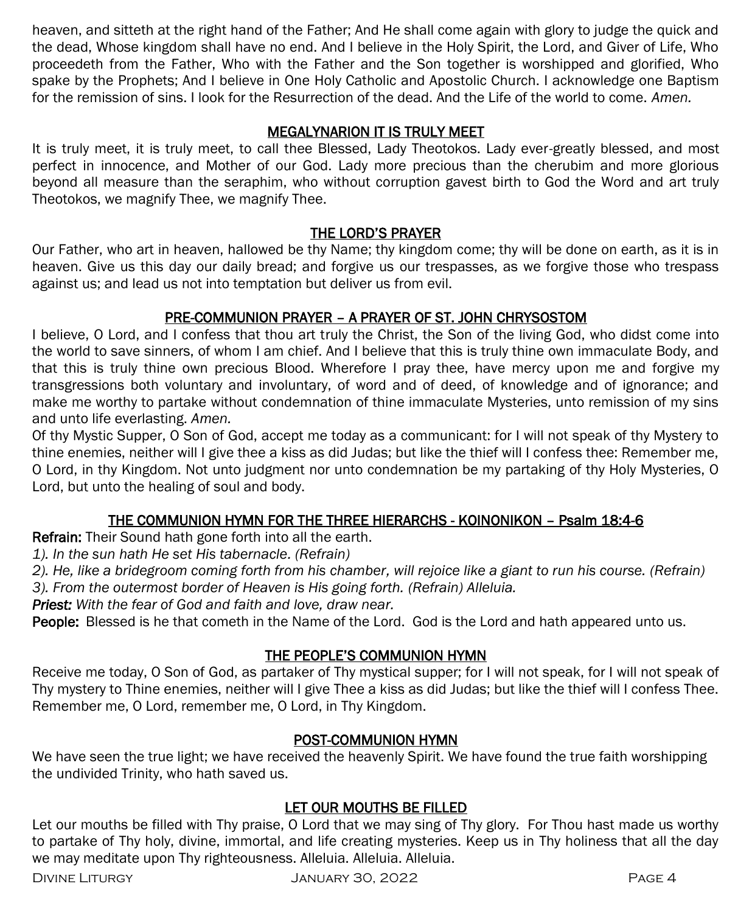heaven, and sitteth at the right hand of the Father; And He shall come again with glory to judge the quick and the dead, Whose kingdom shall have no end. And I believe in the Holy Spirit, the Lord, and Giver of Life, Who proceedeth from the Father, Who with the Father and the Son together is worshipped and glorified, Who spake by the Prophets; And I believe in One Holy Catholic and Apostolic Church. I acknowledge one Baptism for the remission of sins. I look for the Resurrection of the dead. And the Life of the world to come. *Amen.*

## MEGALYNARION IT IS TRULY MEET

It is truly meet, it is truly meet, to call thee Blessed, Lady Theotokos. Lady ever-greatly blessed, and most perfect in innocence, and Mother of our God. Lady more precious than the cherubim and more glorious beyond all measure than the seraphim, who without corruption gavest birth to God the Word and art truly Theotokos, we magnify Thee, we magnify Thee.

## THE LORD'S PRAYER

Our Father, who art in heaven, hallowed be thy Name; thy kingdom come; thy will be done on earth, as it is in heaven. Give us this day our daily bread; and forgive us our trespasses, as we forgive those who trespass against us; and lead us not into temptation but deliver us from evil.

## PRE-COMMUNION PRAYER – A PRAYER OF ST. JOHN CHRYSOSTOM

I believe, O Lord, and I confess that thou art truly the Christ, the Son of the living God, who didst come into the world to save sinners, of whom I am chief. And I believe that this is truly thine own immaculate Body, and that this is truly thine own precious Blood. Wherefore I pray thee, have mercy upon me and forgive my transgressions both voluntary and involuntary, of word and of deed, of knowledge and of ignorance; and make me worthy to partake without condemnation of thine immaculate Mysteries, unto remission of my sins and unto life everlasting. *Amen.*

Of thy Mystic Supper, O Son of God, accept me today as a communicant: for I will not speak of thy Mystery to thine enemies, neither will I give thee a kiss as did Judas; but like the thief will I confess thee: Remember me, O Lord, in thy Kingdom. Not unto judgment nor unto condemnation be my partaking of thy Holy Mysteries, O Lord, but unto the healing of soul and body.

## THE COMMUNION HYMN FOR THE THREE HIERARCHS - KOINONIKON – Psalm 18:4-6

**Refrain:** Their Sound hath gone forth into all the earth.

*1). In the sun hath He set His tabernacle. (Refrain)*

*2). He, like a bridegroom coming forth from his chamber, will rejoice like a giant to run his course. (Refrain)*

*3). From the outermost border of Heaven is His going forth. (Refrain) Alleluia.*

***Priest:*** *With the fear of God and faith and love, draw near.*

**People:** Blessed is he that cometh in the Name of the Lord. God is the Lord and hath appeared unto us.

## THE PEOPLE'S COMMUNION HYMN

Receive me today, O Son of God, as partaker of Thy mystical supper; for I will not speak, for I will not speak of Thy mystery to Thine enemies, neither will I give Thee a kiss as did Judas; but like the thief will I confess Thee. Remember me, O Lord, remember me, O Lord, in Thy Kingdom.

## POST-COMMUNION HYMN

We have seen the true light; we have received the heavenly Spirit. We have found the true faith worshipping the undivided Trinity, who hath saved us.

## LET OUR MOUTHS BE FILLED

Let our mouths be filled with Thy praise, O Lord that we may sing of Thy glory. For Thou hast made us worthy to partake of Thy holy, divine, immortal, and life creating mysteries. Keep us in Thy holiness that all the day we may meditate upon Thy righteousness. Alleluia. Alleluia. Alleluia.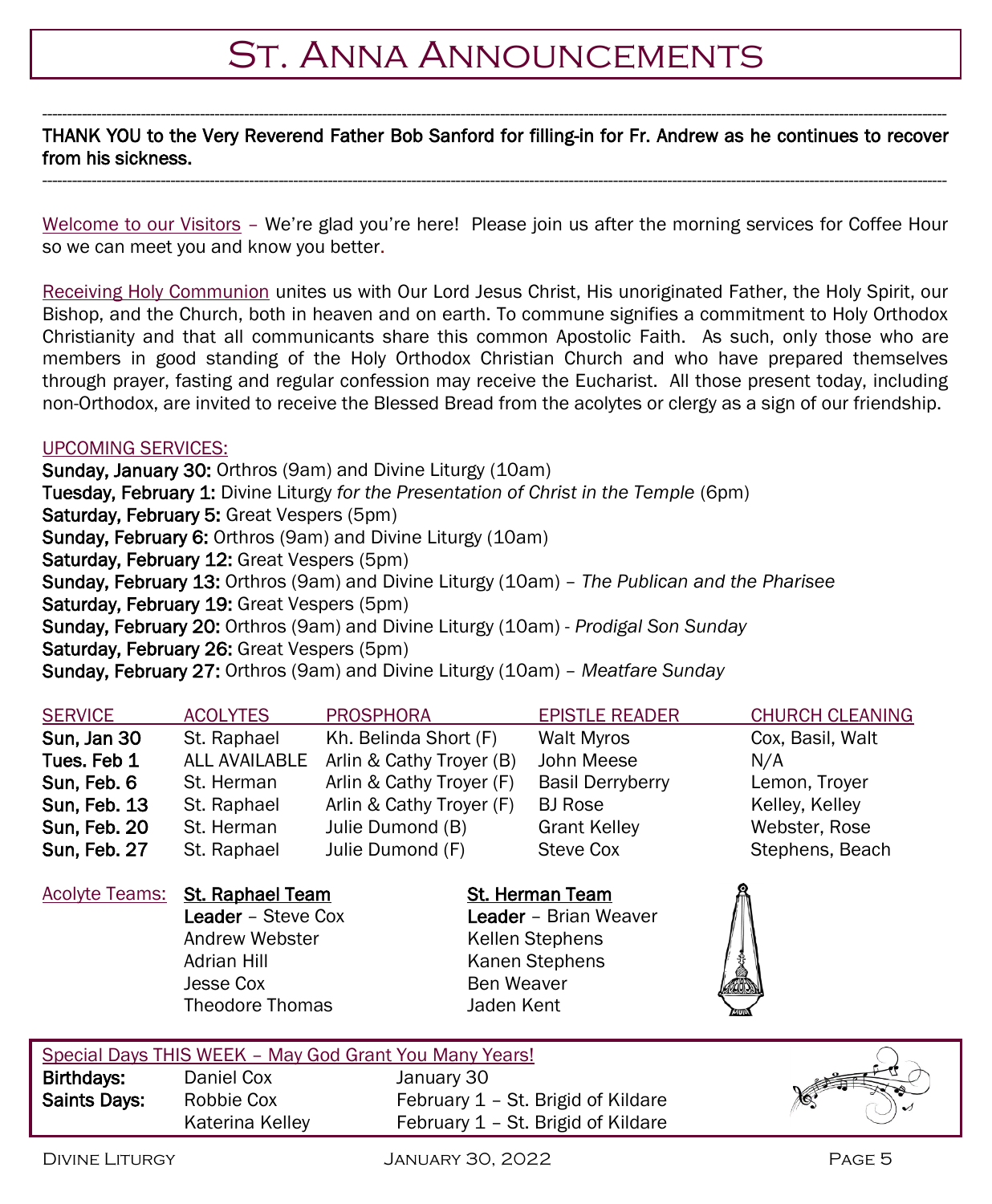# St. Anna Announcements

---

**THANK YOU to the Very Reverend Father Bob Sanford for filling-in for Fr. Andrew as he continues to recover from his sickness.**

---

Welcome to our Visitors – We're glad you're here! Please join us after the morning services for Coffee Hour so we can meet you and know you better.

Receiving Holy Communion unites us with Our Lord Jesus Christ, His unoriginated Father, the Holy Spirit, our Bishop, and the Church, both in heaven and on earth. To commune signifies a commitment to Holy Orthodox Christianity and that all communicants share this common Apostolic Faith. As such, only those who are members in good standing of the Holy Orthodox Christian Church and who have prepared themselves through prayer, fasting and regular confession may receive the Eucharist. All those present today, including non-Orthodox, are invited to receive the Blessed Bread from the acolytes or clergy as a sign of our friendship.

UPCOMING SERVICES:

**Sunday, January 30:** Orthros (9am) and Divine Liturgy (10am)
**Tuesday, February 1:** Divine Liturgy *for the Presentation of Christ in the Temple* (6pm)
**Saturday, February 5:** Great Vespers (5pm)
**Sunday, February 6:** Orthros (9am) and Divine Liturgy (10am)
**Saturday, February 12:** Great Vespers (5pm)
**Sunday, February 13:** Orthros (9am) and Divine Liturgy (10am) – *The Publican and the Pharisee*
**Saturday, February 19:** Great Vespers (5pm)
**Sunday, February 20:** Orthros (9am) and Divine Liturgy (10am) - *Prodigal Son Sunday*
**Saturday, February 26:** Great Vespers (5pm)
**Sunday, February 27:** Orthros (9am) and Divine Liturgy (10am) – *Meatfare Sunday*

| SERVICE | ACOLYTES | PROSPHORA | EPISTLE READER | CHURCH CLEANING |
|---|---|---|---|---|
| **Sun, Jan 30** | St. Raphael | Kh. Belinda Short (F) | Walt Myros | Cox, Basil, Walt |
| **Tues. Feb 1** | ALL AVAILABLE | Arlin & Cathy Troyer (B) | John Meese | N/A |
| **Sun, Feb. 6** | St. Herman | Arlin & Cathy Troyer (F) | Basil Derryberry | Lemon, Troyer |
| **Sun, Feb. 13** | St. Raphael | Arlin & Cathy Troyer (F) | BJ Rose | Kelley, Kelley |
| **Sun, Feb. 20** | St. Herman | Julie Dumond (B) | Grant Kelley | Webster, Rose |
| **Sun, Feb. 27** | St. Raphael | Julie Dumond (F) | Steve Cox | Stephens, Beach |

Acolyte Teams:

**St. Raphael Team**
**Leader** – Steve Cox
Andrew Webster
Adrian Hill
Jesse Cox
Theodore Thomas

**St. Herman Team**
**Leader** – Brian Weaver
Kellen Stephens
Kanen Stephens
Ben Weaver
Jaden Kent

Special Days THIS WEEK – May God Grant You Many Years!

| | | |
|---|---|---|
| **Birthdays:** | Daniel Cox | January 30 |
| **Saints Days:** | Robbie Cox | February 1 – St. Brigid of Kildare |
| | Katerina Kelley | February 1 – St. Brigid of Kildare |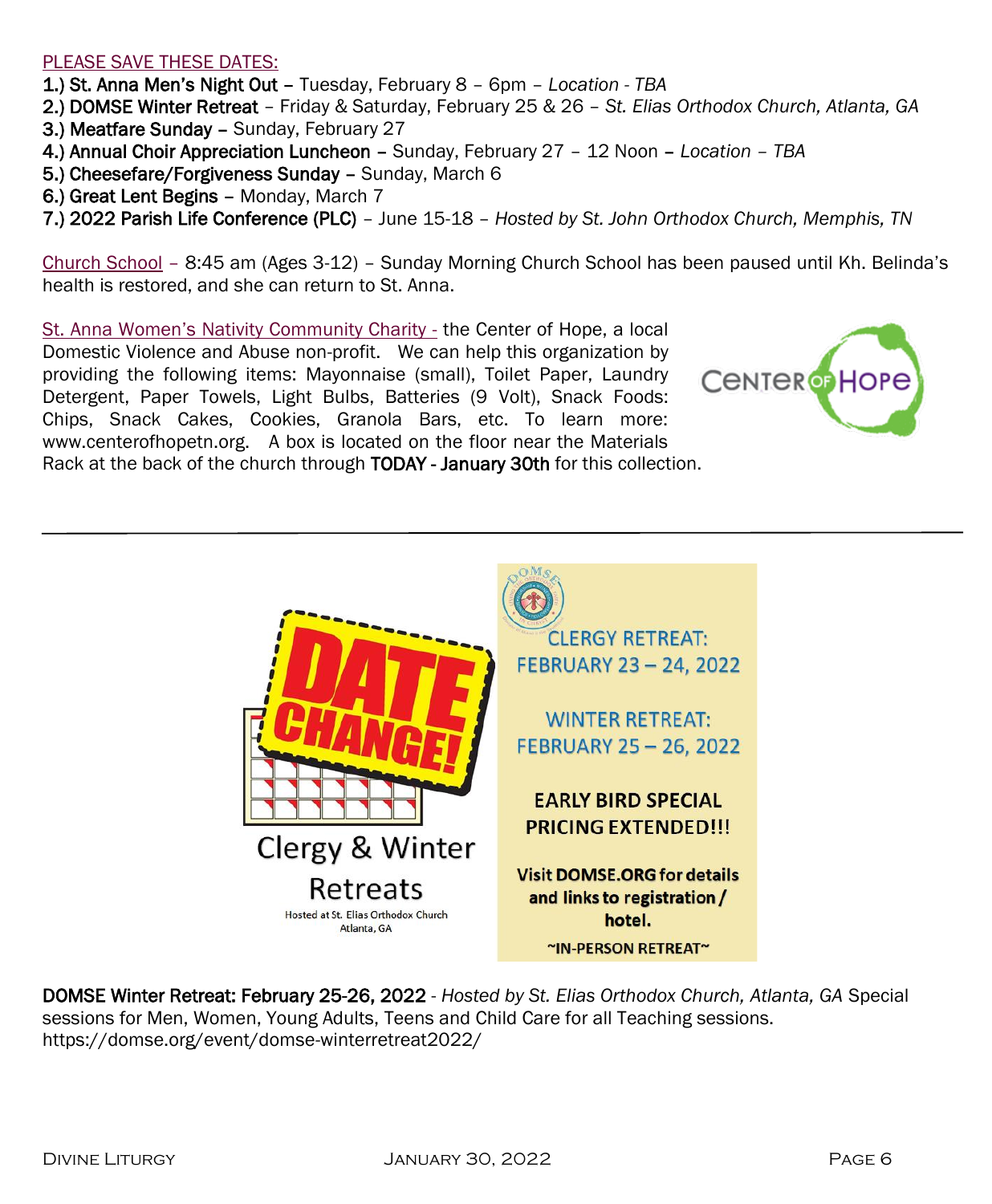PLEASE SAVE THESE DATES:

1.) **St. Anna Men's Night Out** – Tuesday, February 8 – 6pm – *Location - TBA*
2.) **DOMSE Winter Retreat** – Friday & Saturday, February 25 & 26 – *St. Elias Orthodox Church, Atlanta, GA*
3.) **Meatfare Sunday** – Sunday, February 27
4.) **Annual Choir Appreciation Luncheon** – Sunday, February 27 – 12 Noon – *Location – TBA*
5.) **Cheesefare/Forgiveness Sunday** – Sunday, March 6
6.) **Great Lent Begins** – Monday, March 7
7.) **2022 Parish Life Conference (PLC)** – June 15-18 – *Hosted by St. John Orthodox Church, Memphis, TN*

Church School – 8:45 am (Ages 3-12) – Sunday Morning Church School has been paused until Kh. Belinda's health is restored, and she can return to St. Anna.

St. Anna Women's Nativity Community Charity - the Center of Hope, a local Domestic Violence and Abuse non-profit. We can help this organization by providing the following items: Mayonnaise (small), Toilet Paper, Laundry Detergent, Paper Towels, Light Bulbs, Batteries (9 Volt), Snack Foods: Chips, Snack Cakes, Cookies, Granola Bars, etc. To learn more: www.centerofhopetn.org. A box is located on the floor near the Materials Rack at the back of the church through **TODAY - January 30th** for this collection.

---

DATE CHANGE!

Clergy & Winter Retreats

Hosted at St. Elias Orthodox Church Atlanta, GA

CLERGY RETREAT: FEBRUARY 23 – 24, 2022

WINTER RETREAT: FEBRUARY 25 – 26, 2022

**EARLY BIRD SPECIAL PRICING EXTENDED!!!**

**Visit DOMSE.ORG for details and links to registration / hotel.**

**~IN-PERSON RETREAT~**

**DOMSE Winter Retreat: February 25-26, 2022** - *Hosted by St. Elias Orthodox Church, Atlanta, GA* Special sessions for Men, Women, Young Adults, Teens and Child Care for all Teaching sessions. https://domse.org/event/domse-winterretreat2022/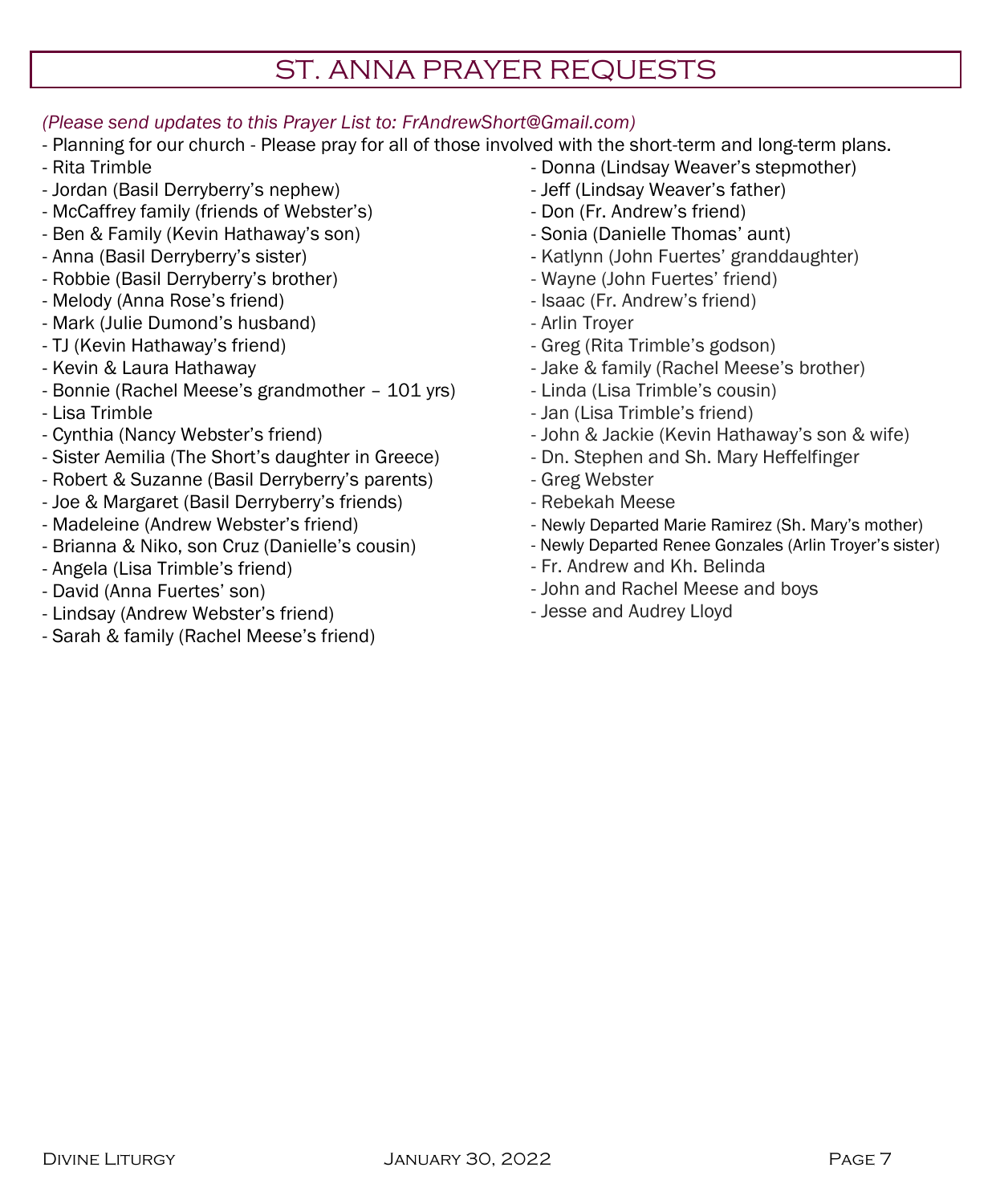# ST. ANNA PRAYER REQUESTS

*(Please send updates to this Prayer List to: FrAndrewShort@Gmail.com)*

- Planning for our church - Please pray for all of those involved with the short-term and long-term plans.
- Rita Trimble
- Jordan (Basil Derryberry's nephew)
- McCaffrey family (friends of Webster's)
- Ben & Family (Kevin Hathaway's son)
- Anna (Basil Derryberry's sister)
- Robbie (Basil Derryberry's brother)
- Melody (Anna Rose's friend)
- Mark (Julie Dumond's husband)
- TJ (Kevin Hathaway's friend)
- Kevin & Laura Hathaway
- Bonnie (Rachel Meese's grandmother – 101 yrs)
- Lisa Trimble
- Cynthia (Nancy Webster's friend)
- Sister Aemilia (The Short's daughter in Greece)
- Robert & Suzanne (Basil Derryberry's parents)
- Joe & Margaret (Basil Derryberry's friends)
- Madeleine (Andrew Webster's friend)
- Brianna & Niko, son Cruz (Danielle's cousin)
- Angela (Lisa Trimble's friend)
- David (Anna Fuertes' son)
- Lindsay (Andrew Webster's friend)
- Sarah & family (Rachel Meese's friend)
- Donna (Lindsay Weaver's stepmother)
- Jeff (Lindsay Weaver's father)
- Don (Fr. Andrew's friend)
- Sonia (Danielle Thomas' aunt)
- Katlynn (John Fuertes' granddaughter)
- Wayne (John Fuertes' friend)
- Isaac (Fr. Andrew's friend)
- Arlin Troyer
- Greg (Rita Trimble's godson)
- Jake & family (Rachel Meese's brother)
- Linda (Lisa Trimble's cousin)
- Jan (Lisa Trimble's friend)
- John & Jackie (Kevin Hathaway's son & wife)
- Dn. Stephen and Sh. Mary Heffelfinger
- Greg Webster
- Rebekah Meese
- Newly Departed Marie Ramirez (Sh. Mary's mother)
- Newly Departed Renee Gonzales (Arlin Troyer's sister)
- Fr. Andrew and Kh. Belinda
- John and Rachel Meese and boys
- Jesse and Audrey Lloyd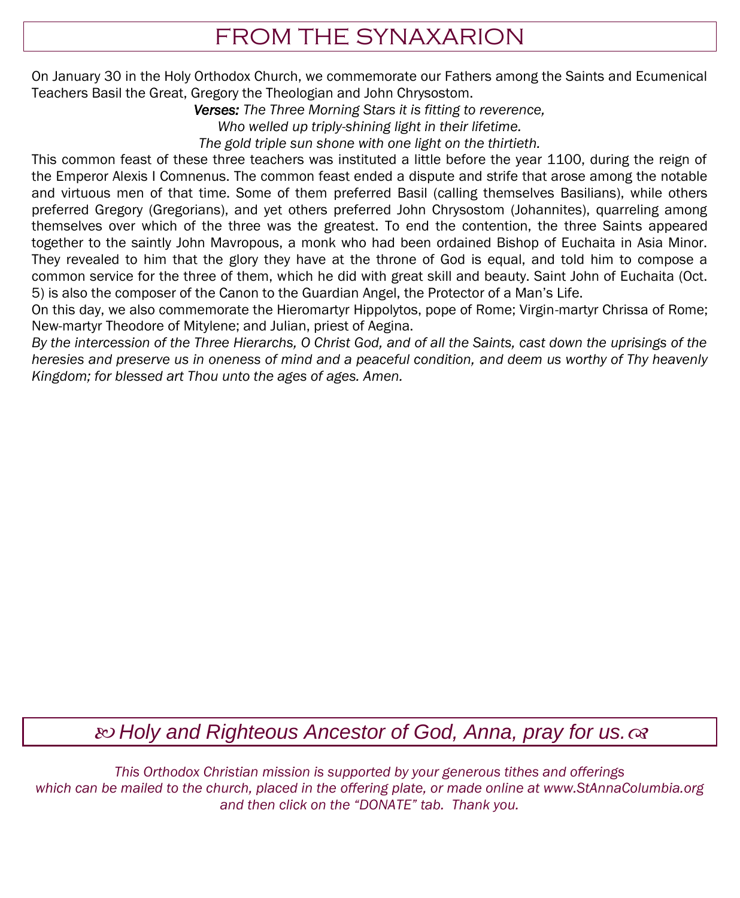# FROM THE SYNAXARION

On January 30 in the Holy Orthodox Church, we commemorate our Fathers among the Saints and Ecumenical Teachers Basil the Great, Gregory the Theologian and John Chrysostom.

*Verses: The Three Morning Stars it is fitting to reverence,*
*Who welled up triply-shining light in their lifetime.*
*The gold triple sun shone with one light on the thirtieth.*

This common feast of these three teachers was instituted a little before the year 1100, during the reign of the Emperor Alexis I Comnenus. The common feast ended a dispute and strife that arose among the notable and virtuous men of that time. Some of them preferred Basil (calling themselves Basilians), while others preferred Gregory (Gregorians), and yet others preferred John Chrysostom (Johannites), quarreling among themselves over which of the three was the greatest. To end the contention, the three Saints appeared together to the saintly John Mavropous, a monk who had been ordained Bishop of Euchaita in Asia Minor. They revealed to him that the glory they have at the throne of God is equal, and told him to compose a common service for the three of them, which he did with great skill and beauty. Saint John of Euchaita (Oct. 5) is also the composer of the Canon to the Guardian Angel, the Protector of a Man's Life.

On this day, we also commemorate the Hieromartyr Hippolytos, pope of Rome; Virgin-martyr Chrissa of Rome; New-martyr Theodore of Mitylene; and Julian, priest of Aegina.

*By the intercession of the Three Hierarchs, O Christ God, and of all the Saints, cast down the uprisings of the heresies and preserve us in oneness of mind and a peaceful condition, and deem us worthy of Thy heavenly Kingdom; for blessed art Thou unto the ages of ages. Amen.*

*Holy and Righteous Ancestor of God, Anna, pray for us.*

*This Orthodox Christian mission is supported by your generous tithes and offerings which can be mailed to the church, placed in the offering plate, or made online at www.StAnnaColumbia.org and then click on the "DONATE" tab. Thank you.*